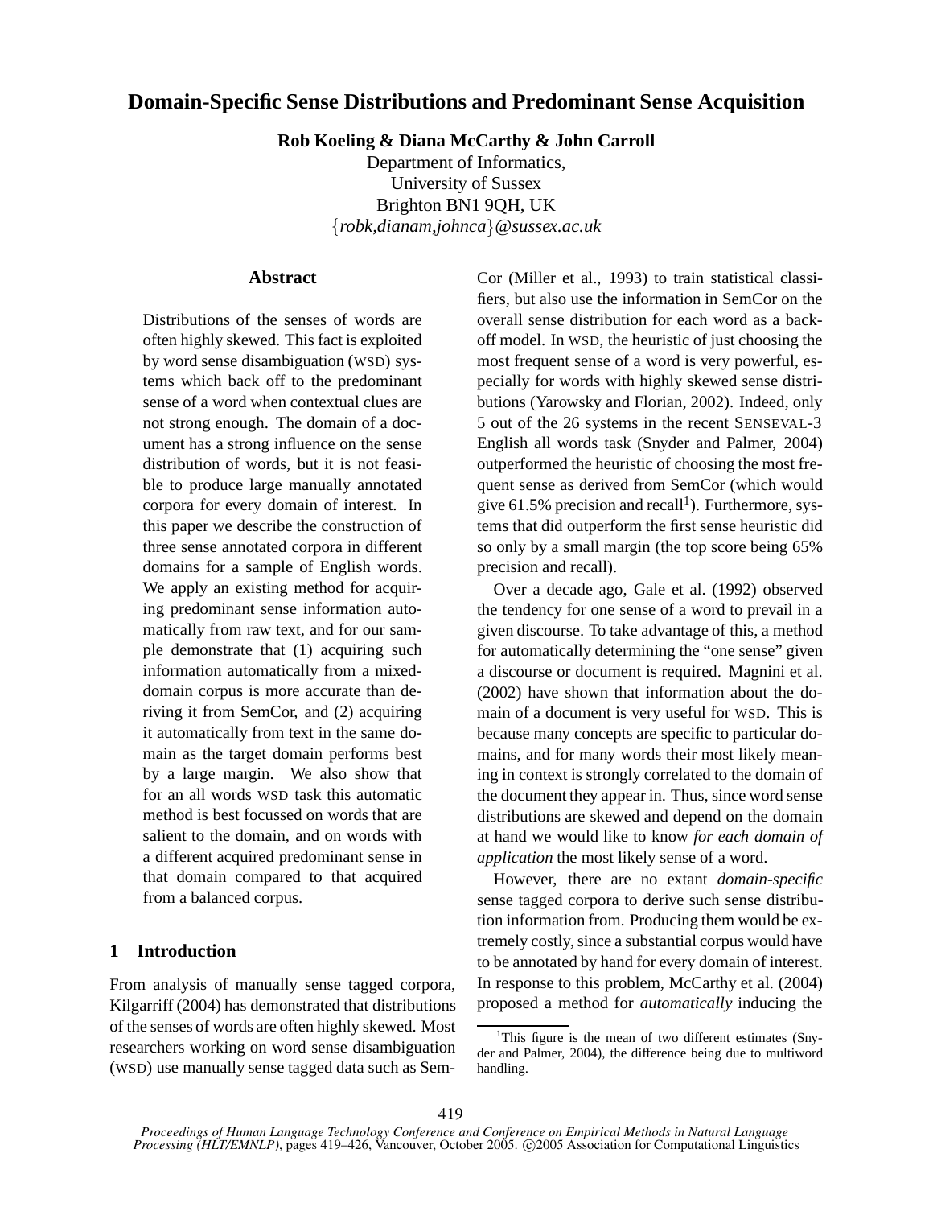# Domain-Specific Sense Distributions and Predominant Sense Acquisition

**Rob Koeling & Diana McCarthy & John Carroll**

Department of Informatics,
University of Sussex
Brighton BN1 9QH, UK
{*robk,dianam,johnca*}*@sussex.ac.uk*

## Abstract

Distributions of the senses of words are often highly skewed. This fact is exploited by word sense disambiguation (WSD) systems which back off to the predominant sense of a word when contextual clues are not strong enough. The domain of a document has a strong influence on the sense distribution of words, but it is not feasible to produce large manually annotated corpora for every domain of interest. In this paper we describe the construction of three sense annotated corpora in different domains for a sample of English words. We apply an existing method for acquiring predominant sense information automatically from raw text, and for our sample demonstrate that (1) acquiring such information automatically from a mixed-domain corpus is more accurate than deriving it from SemCor, and (2) acquiring it automatically from text in the same domain as the target domain performs best by a large margin. We also show that for an all words WSD task this automatic method is best focussed on words that are salient to the domain, and on words with a different acquired predominant sense in that domain compared to that acquired from a balanced corpus.

## 1 Introduction

From analysis of manually sense tagged corpora, Kilgarriff (2004) has demonstrated that distributions of the senses of words are often highly skewed. Most researchers working on word sense disambiguation (WSD) use manually sense tagged data such as SemCor (Miller et al., 1993) to train statistical classifiers, but also use the information in SemCor on the overall sense distribution for each word as a back-off model. In WSD, the heuristic of just choosing the most frequent sense of a word is very powerful, especially for words with highly skewed sense distributions (Yarowsky and Florian, 2002). Indeed, only 5 out of the 26 systems in the recent SENSEVAL-3 English all words task (Snyder and Palmer, 2004) outperformed the heuristic of choosing the most frequent sense as derived from SemCor (which would give 61.5% precision and recall[1]). Furthermore, systems that did outperform the first sense heuristic did so only by a small margin (the top score being 65% precision and recall).

Over a decade ago, Gale et al. (1992) observed the tendency for one sense of a word to prevail in a given discourse. To take advantage of this, a method for automatically determining the "one sense" given a discourse or document is required. Magnini et al. (2002) have shown that information about the domain of a document is very useful for WSD. This is because many concepts are specific to particular domains, and for many words their most likely meaning in context is strongly correlated to the domain of the document they appear in. Thus, since word sense distributions are skewed and depend on the domain at hand we would like to know *for each domain of application* the most likely sense of a word.

However, there are no extant *domain-specific* sense tagged corpora to derive such sense distribution information from. Producing them would be extremely costly, since a substantial corpus would have to be annotated by hand for every domain of interest. In response to this problem, McCarthy et al. (2004) proposed a method for *automatically* inducing the

[1] This figure is the mean of two different estimates (Snyder and Palmer, 2004), the difference being due to multiword handling.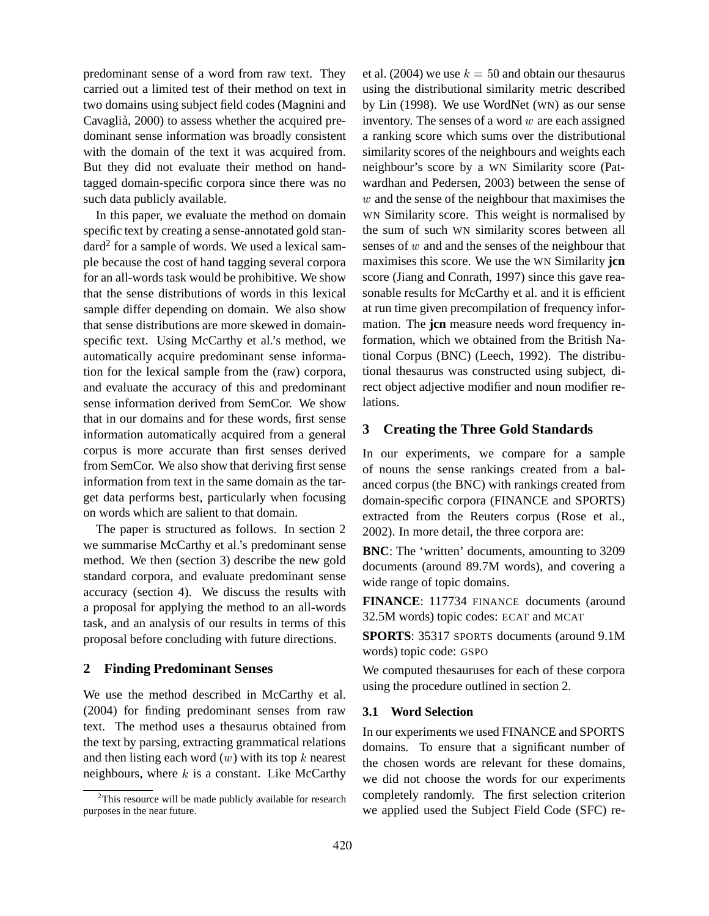predominant sense of a word from raw text. They carried out a limited test of their method on text in two domains using subject field codes (Magnini and Cavaglià, 2000) to assess whether the acquired predominant sense information was broadly consistent with the domain of the text it was acquired from. But they did not evaluate their method on hand-tagged domain-specific corpora since there was no such data publicly available.

In this paper, we evaluate the method on domain specific text by creating a sense-annotated gold standard[2] for a sample of words. We used a lexical sample because the cost of hand tagging several corpora for an all-words task would be prohibitive. We show that the sense distributions of words in this lexical sample differ depending on domain. We also show that sense distributions are more skewed in domain-specific text. Using McCarthy et al.'s method, we automatically acquire predominant sense information for the lexical sample from the (raw) corpora, and evaluate the accuracy of this and predominant sense information derived from SemCor. We show that in our domains and for these words, first sense information automatically acquired from a general corpus is more accurate than first senses derived from SemCor. We also show that deriving first sense information from text in the same domain as the target data performs best, particularly when focusing on words which are salient to that domain.

The paper is structured as follows. In section 2 we summarise McCarthy et al.'s predominant sense method. We then (section 3) describe the new gold standard corpora, and evaluate predominant sense accuracy (section 4). We discuss the results with a proposal for applying the method to an all-words task, and an analysis of our results in terms of this proposal before concluding with future directions.

## 2 Finding Predominant Senses

We use the method described in McCarthy et al. (2004) for finding predominant senses from raw text. The method uses a thesaurus obtained from the text by parsing, extracting grammatical relations and then listing each word ($w$) with its top $k$ nearest neighbours, where $k$ is a constant. Like McCarthy et al. (2004) we use $k = 50$ and obtain our thesaurus using the distributional similarity metric described by Lin (1998). We use WordNet (WN) as our sense inventory. The senses of a word $w$ are each assigned a ranking score which sums over the distributional similarity scores of the neighbours and weights each neighbour's score by a WN Similarity score (Patwardhan and Pedersen, 2003) between the sense of $w$ and the sense of the neighbour that maximises the WN Similarity score. This weight is normalised by the sum of such WN similarity scores between all senses of $w$ and and the senses of the neighbour that maximises this score. We use the WN Similarity **jcn** score (Jiang and Conrath, 1997) since this gave reasonable results for McCarthy et al. and it is efficient at run time given precompilation of frequency information. The **jcn** measure needs word frequency information, which we obtained from the British National Corpus (BNC) (Leech, 1992). The distributional thesaurus was constructed using subject, direct object adjective modifier and noun modifier relations.

## 3 Creating the Three Gold Standards

In our experiments, we compare for a sample of nouns the sense rankings created from a balanced corpus (the BNC) with rankings created from domain-specific corpora (FINANCE and SPORTS) extracted from the Reuters corpus (Rose et al., 2002). In more detail, the three corpora are:

**BNC**: The 'written' documents, amounting to 3209 documents (around 89.7M words), and covering a wide range of topic domains.

**FINANCE**: 117734 FINANCE documents (around 32.5M words) topic codes: ECAT and MCAT

**SPORTS**: 35317 SPORTS documents (around 9.1M words) topic code: GSPO

We computed thesauruses for each of these corpora using the procedure outlined in section 2.

### 3.1 Word Selection

In our experiments we used FINANCE and SPORTS domains. To ensure that a significant number of the chosen words are relevant for these domains, we did not choose the words for our experiments completely randomly. The first selection criterion we applied used the Subject Field Code (SFC) re-

[2] This resource will be made publicly available for research purposes in the near future.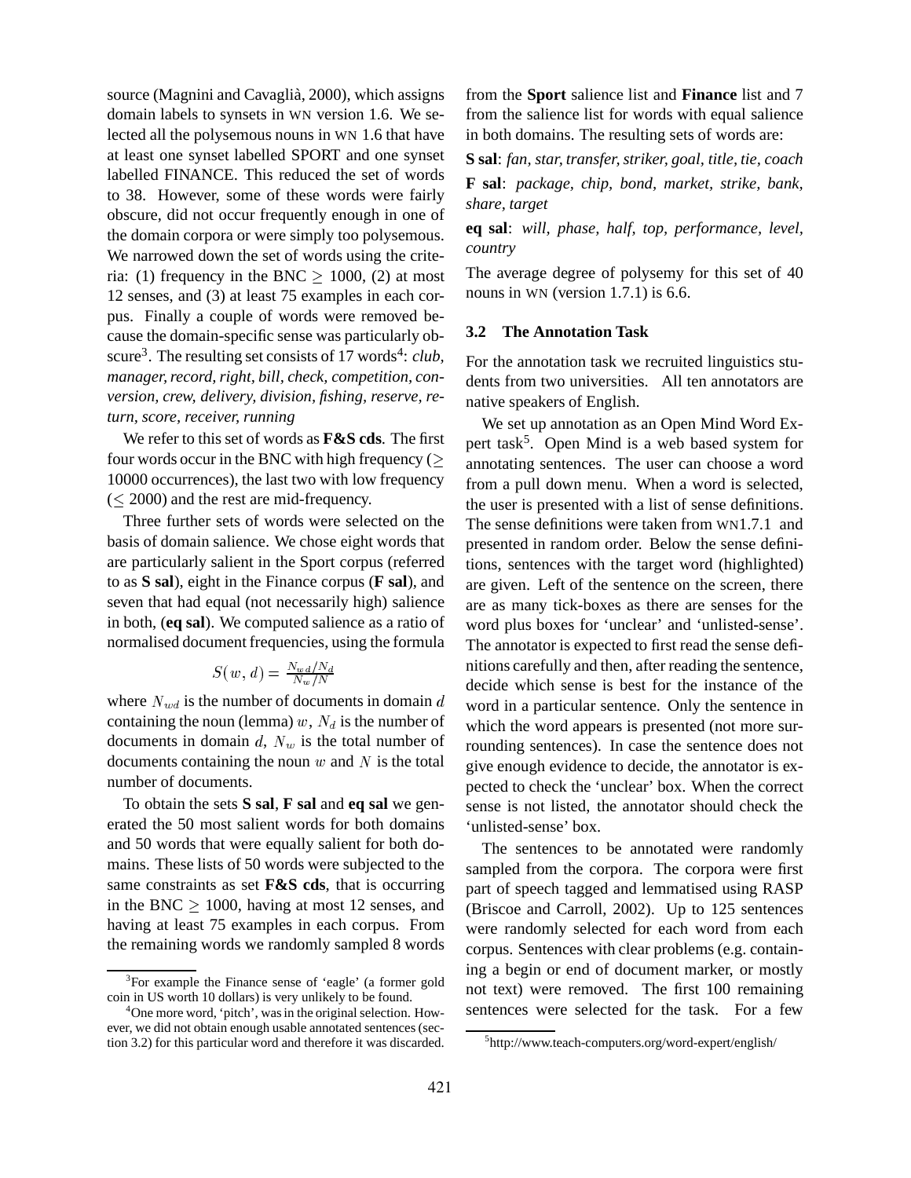source (Magnini and Cavaglià, 2000), which assigns domain labels to synsets in WN version 1.6. We selected all the polysemous nouns in WN 1.6 that have at least one synset labelled SPORT and one synset labelled FINANCE. This reduced the set of words to 38. However, some of these words were fairly obscure, did not occur frequently enough in one of the domain corpora or were simply too polysemous. We narrowed down the set of words using the criteria: (1) frequency in the BNC $\geq$ 1000, (2) at most 12 senses, and (3) at least 75 examples in each corpus. Finally a couple of words were removed because the domain-specific sense was particularly obscure[3]. The resulting set consists of 17 words[4]: *club, manager, record, right, bill, check, competition, conversion, crew, delivery, division, fishing, reserve, return, score, receiver, running*

We refer to this set of words as **F&S cds**. The first four words occur in the BNC with high frequency ($\geq$ 10000 occurrences), the last two with low frequency ($\leq$ 2000) and the rest are mid-frequency.

Three further sets of words were selected on the basis of domain salience. We chose eight words that are particularly salient in the Sport corpus (referred to as **S sal**), eight in the Finance corpus (**F sal**), and seven that had equal (not necessarily high) salience in both, (**eq sal**). We computed salience as a ratio of normalised document frequencies, using the formula

$$S(w, d) = \frac{N_{wd}/N_d}{N_w/N}$$

where $N_{wd}$ is the number of documents in domain $d$ containing the noun (lemma) $w$, $N_d$ is the number of documents in domain $d$, $N_w$ is the total number of documents containing the noun $w$ and $N$ is the total number of documents.

To obtain the sets **S sal**, **F sal** and **eq sal** we generated the 50 most salient words for both domains and 50 words that were equally salient for both domains. These lists of 50 words were subjected to the same constraints as set **F&S cds**, that is occurring in the BNC $\geq$ 1000, having at most 12 senses, and having at least 75 examples in each corpus. From the remaining words we randomly sampled 8 words from the **Sport** salience list and **Finance** list and 7 from the salience list for words with equal salience in both domains. The resulting sets of words are:

**S sal**: *fan, star, transfer, striker, goal, title, tie, coach*

**F sal**: *package, chip, bond, market, strike, bank, share, target*

**eq sal**: *will, phase, half, top, performance, level, country*

The average degree of polysemy for this set of 40 nouns in WN (version 1.7.1) is 6.6.

### 3.2 The Annotation Task

For the annotation task we recruited linguistics students from two universities. All ten annotators are native speakers of English.

We set up annotation as an Open Mind Word Expert task[5]. Open Mind is a web based system for annotating sentences. The user can choose a word from a pull down menu. When a word is selected, the user is presented with a list of sense definitions. The sense definitions were taken from WN1.7.1 and presented in random order. Below the sense definitions, sentences with the target word (highlighted) are given. Left of the sentence on the screen, there are as many tick-boxes as there are senses for the word plus boxes for 'unclear' and 'unlisted-sense'. The annotator is expected to first read the sense definitions carefully and then, after reading the sentence, decide which sense is best for the instance of the word in a particular sentence. Only the sentence in which the word appears is presented (not more surrounding sentences). In case the sentence does not give enough evidence to decide, the annotator is expected to check the 'unclear' box. When the correct sense is not listed, the annotator should check the 'unlisted-sense' box.

The sentences to be annotated were randomly sampled from the corpora. The corpora were first part of speech tagged and lemmatised using RASP (Briscoe and Carroll, 2002). Up to 125 sentences were randomly selected for each word from each corpus. Sentences with clear problems (e.g. containing a begin or end of document marker, or mostly not text) were removed. The first 100 remaining sentences were selected for the task. For a few

[3] For example the Finance sense of 'eagle' (a former gold coin in US worth 10 dollars) is very unlikely to be found.

[4] One more word, 'pitch', was in the original selection. However, we did not obtain enough usable annotated sentences (section 3.2) for this particular word and therefore it was discarded.

[5] http://www.teach-computers.org/word-expert/english/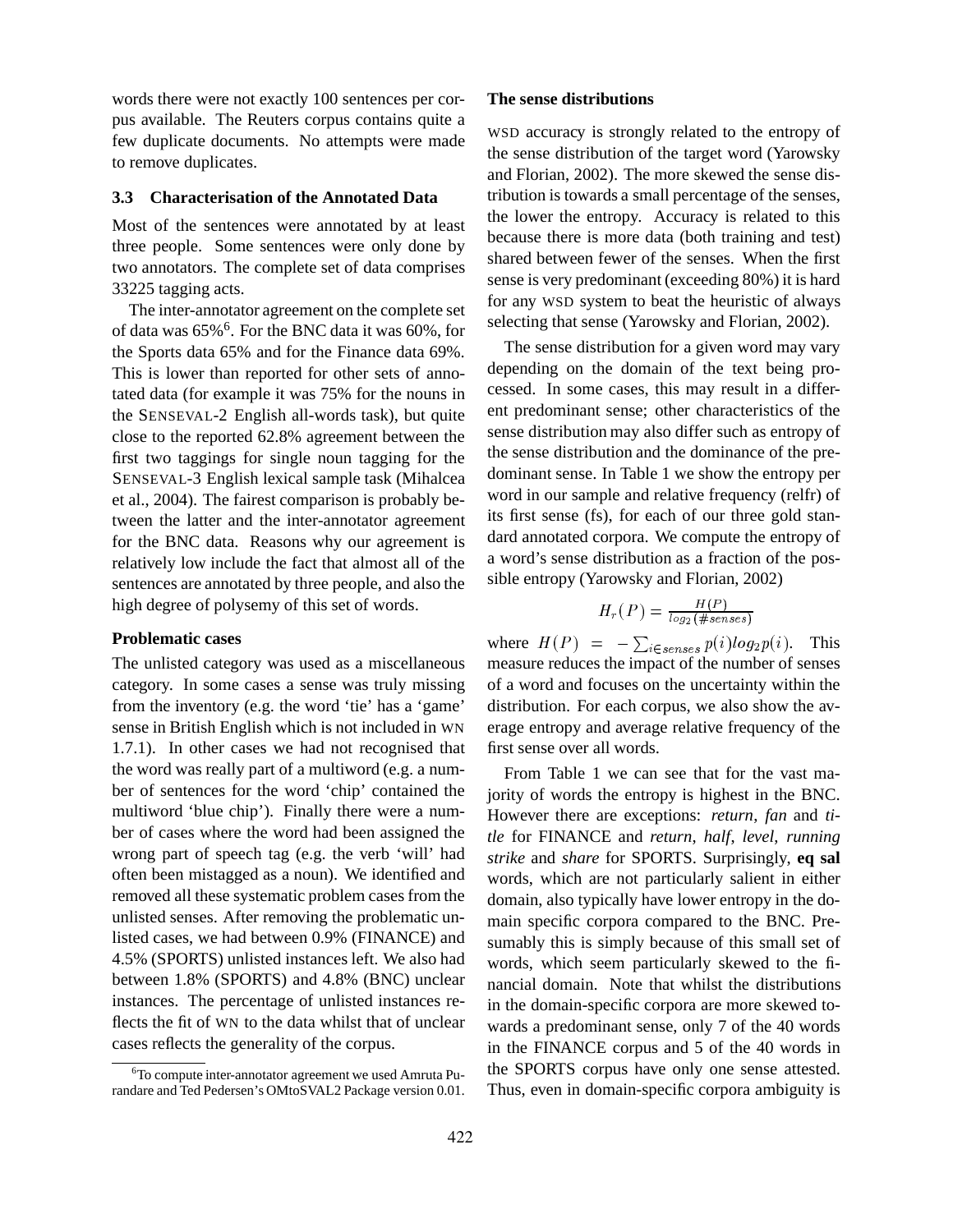words there were not exactly 100 sentences per corpus available. The Reuters corpus contains quite a few duplicate documents. No attempts were made to remove duplicates.

### 3.3 Characterisation of the Annotated Data

Most of the sentences were annotated by at least three people. Some sentences were only done by two annotators. The complete set of data comprises 33225 tagging acts.

The inter-annotator agreement on the complete set of data was 65%[6]. For the BNC data it was 60%, for the Sports data 65% and for the Finance data 69%. This is lower than reported for other sets of annotated data (for example it was 75% for the nouns in the SENSEVAL-2 English all-words task), but quite close to the reported 62.8% agreement between the first two taggings for single noun tagging for the SENSEVAL-3 English lexical sample task (Mihalcea et al., 2004). The fairest comparison is probably between the latter and the inter-annotator agreement for the BNC data. Reasons why our agreement is relatively low include the fact that almost all of the sentences are annotated by three people, and also the high degree of polysemy of this set of words.

#### Problematic cases

The unlisted category was used as a miscellaneous category. In some cases a sense was truly missing from the inventory (e.g. the word 'tie' has a 'game' sense in British English which is not included in WN 1.7.1). In other cases we had not recognised that the word was really part of a multiword (e.g. a number of sentences for the word 'chip' contained the multiword 'blue chip'). Finally there were a number of cases where the word had been assigned the wrong part of speech tag (e.g. the verb 'will' had often been mistagged as a noun). We identified and removed all these systematic problem cases from the unlisted senses. After removing the problematic unlisted cases, we had between 0.9% (FINANCE) and 4.5% (SPORTS) unlisted instances left. We also had between 1.8% (SPORTS) and 4.8% (BNC) unclear instances. The percentage of unlisted instances reflects the fit of WN to the data whilst that of unclear cases reflects the generality of the corpus.

[6] To compute inter-annotator agreement we used Amruta Purandare and Ted Pedersen's OMtoSVAL2 Package version 0.01.

#### The sense distributions

WSD accuracy is strongly related to the entropy of the sense distribution of the target word (Yarowsky and Florian, 2002). The more skewed the sense distribution is towards a small percentage of the senses, the lower the entropy. Accuracy is related to this because there is more data (both training and test) shared between fewer of the senses. When the first sense is very predominant (exceeding 80%) it is hard for any WSD system to beat the heuristic of always selecting that sense (Yarowsky and Florian, 2002).

The sense distribution for a given word may vary depending on the domain of the text being processed. In some cases, this may result in a different predominant sense; other characteristics of the sense distribution may also differ such as entropy of the sense distribution and the dominance of the predominant sense. In Table 1 we show the entropy per word in our sample and relative frequency (relfr) of its first sense (fs), for each of our three gold standard annotated corpora. We compute the entropy of a word's sense distribution as a fraction of the possible entropy (Yarowsky and Florian, 2002)

$$H_r(P) = \frac{H(P)}{log_2(\#senses)}$$

where $H(P) = -\sum_{i \in senses} p(i) log_2 p(i)$. This measure reduces the impact of the number of senses of a word and focuses on the uncertainty within the distribution. For each corpus, we also show the average entropy and average relative frequency of the first sense over all words.

From Table 1 we can see that for the vast majority of words the entropy is highest in the BNC. However there are exceptions: *return*, *fan* and *title* for FINANCE and *return*, *half*, *level*, *running strike* and *share* for SPORTS. Surprisingly, **eq sal** words, which are not particularly salient in either domain, also typically have lower entropy in the domain specific corpora compared to the BNC. Presumably this is simply because of this small set of words, which seem particularly skewed to the financial domain. Note that whilst the distributions in the domain-specific corpora are more skewed towards a predominant sense, only 7 of the 40 words in the FINANCE corpus and 5 of the 40 words in the SPORTS corpus have only one sense attested. Thus, even in domain-specific corpora ambiguity is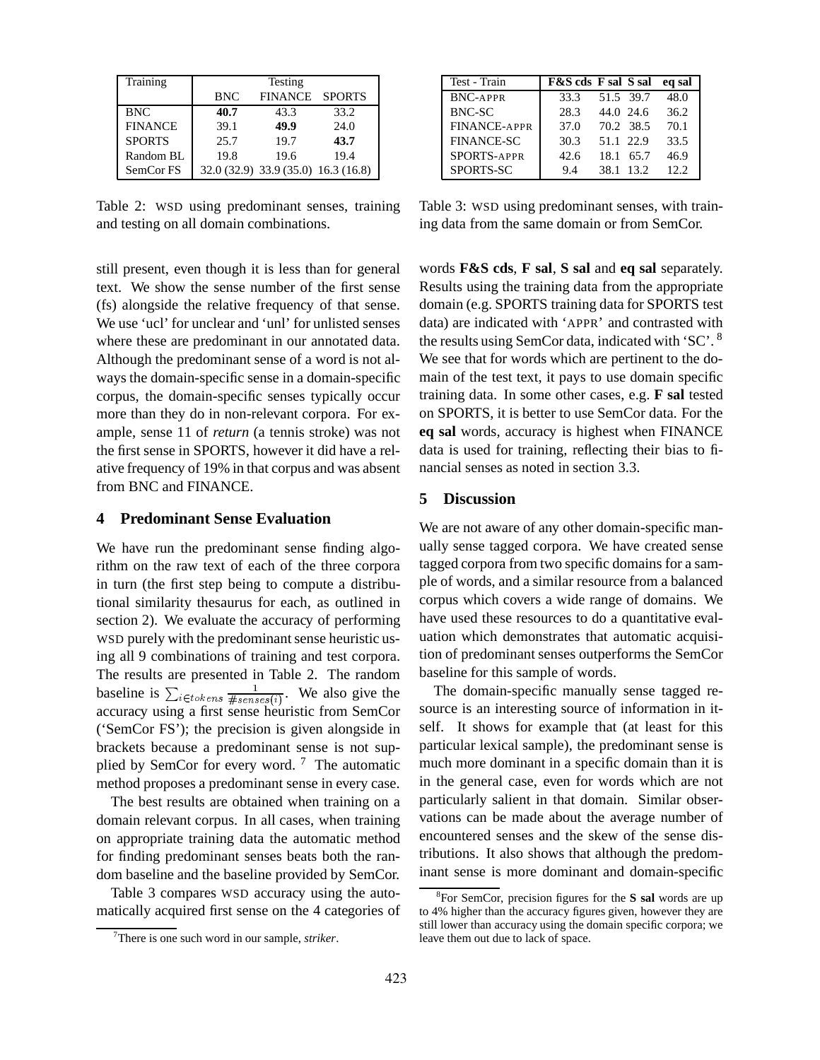| Training | Testing | | |
|---|---|---|---|
| | BNC | FINANCE | SPORTS |
| BNC | **40.7** | 43.3 | 33.2 |
| FINANCE | 39.1 | **49.9** | 24.0 |
| SPORTS | 25.7 | 19.7 | **43.7** |
| Random BL | 19.8 | 19.6 | 19.4 |
| SemCor FS | 32.0 (32.9) | 33.9 (35.0) | 16.3 (16.8) |

Table 2: WSD using predominant senses, training and testing on all domain combinations.

| Test - Train | F&S cds | F sal | S sal | eq sal |
|---|---|---|---|---|
| BNC-APPR | 33.3 | 51.5 | 39.7 | 48.0 |
| BNC-SC | 28.3 | 44.0 | 24.6 | 36.2 |
| FINANCE-APPR | 37.0 | 70.2 | 38.5 | 70.1 |
| FINANCE-SC | 30.3 | 51.1 | 22.9 | 33.5 |
| SPORTS-APPR | 42.6 | 18.1 | 65.7 | 46.9 |
| SPORTS-SC | 9.4 | 38.1 | 13.2 | 12.2 |

Table 3: WSD using predominant senses, with training data from the same domain or from SemCor.

still present, even though it is less than for general text. We show the sense number of the first sense (fs) alongside the relative frequency of that sense. We use 'ucl' for unclear and 'unl' for unlisted senses where these are predominant in our annotated data. Although the predominant sense of a word is not always the domain-specific sense in a domain-specific corpus, the domain-specific senses typically occur more than they do in non-relevant corpora. For example, sense 11 of *return* (a tennis stroke) was not the first sense in SPORTS, however it did have a relative frequency of 19% in that corpus and was absent from BNC and FINANCE.

## 4 Predominant Sense Evaluation

We have run the predominant sense finding algorithm on the raw text of each of the three corpora in turn (the first step being to compute a distributional similarity thesaurus for each, as outlined in section 2). We evaluate the accuracy of performing WSD purely with the predominant sense heuristic using all 9 combinations of training and test corpora. The results are presented in Table 2. The random baseline is $\sum_{i \in tokens} \frac{1}{\#senses(i)}$. We also give the accuracy using a first sense heuristic from SemCor ('SemCor FS'); the precision is given alongside in brackets because a predominant sense is not supplied by SemCor for every word. [7] The automatic method proposes a predominant sense in every case.

The best results are obtained when training on a domain relevant corpus. In all cases, when training on appropriate training data the automatic method for finding predominant senses beats both the random baseline and the baseline provided by SemCor.

Table 3 compares WSD accuracy using the automatically acquired first sense on the 4 categories of words **F&S cds**, **F sal**, **S sal** and **eq sal** separately. Results using the training data from the appropriate domain (e.g. SPORTS training data for SPORTS test data) are indicated with 'APPR' and contrasted with the results using SemCor data, indicated with 'SC'. [8] We see that for words which are pertinent to the domain of the test text, it pays to use domain specific training data. In some other cases, e.g. **F sal** tested on SPORTS, it is better to use SemCor data. For the **eq sal** words, accuracy is highest when FINANCE data is used for training, reflecting their bias to financial senses as noted in section 3.3.

## 5 Discussion

We are not aware of any other domain-specific manually sense tagged corpora. We have created sense tagged corpora from two specific domains for a sample of words, and a similar resource from a balanced corpus which covers a wide range of domains. We have used these resources to do a quantitative evaluation which demonstrates that automatic acquisition of predominant senses outperforms the SemCor baseline for this sample of words.

The domain-specific manually sense tagged resource is an interesting source of information in itself. It shows for example that (at least for this particular lexical sample), the predominant sense is much more dominant in a specific domain than it is in the general case, even for words which are not particularly salient in that domain. Similar observations can be made about the average number of encountered senses and the skew of the sense distributions. It also shows that although the predominant sense is more dominant and domain-specific

[7] There is one such word in our sample, *striker*.

[8] For SemCor, precision figures for the **S sal** words are up to 4% higher than the accuracy figures given, however they are still lower than accuracy using the domain specific corpora; we leave them out due to lack of space.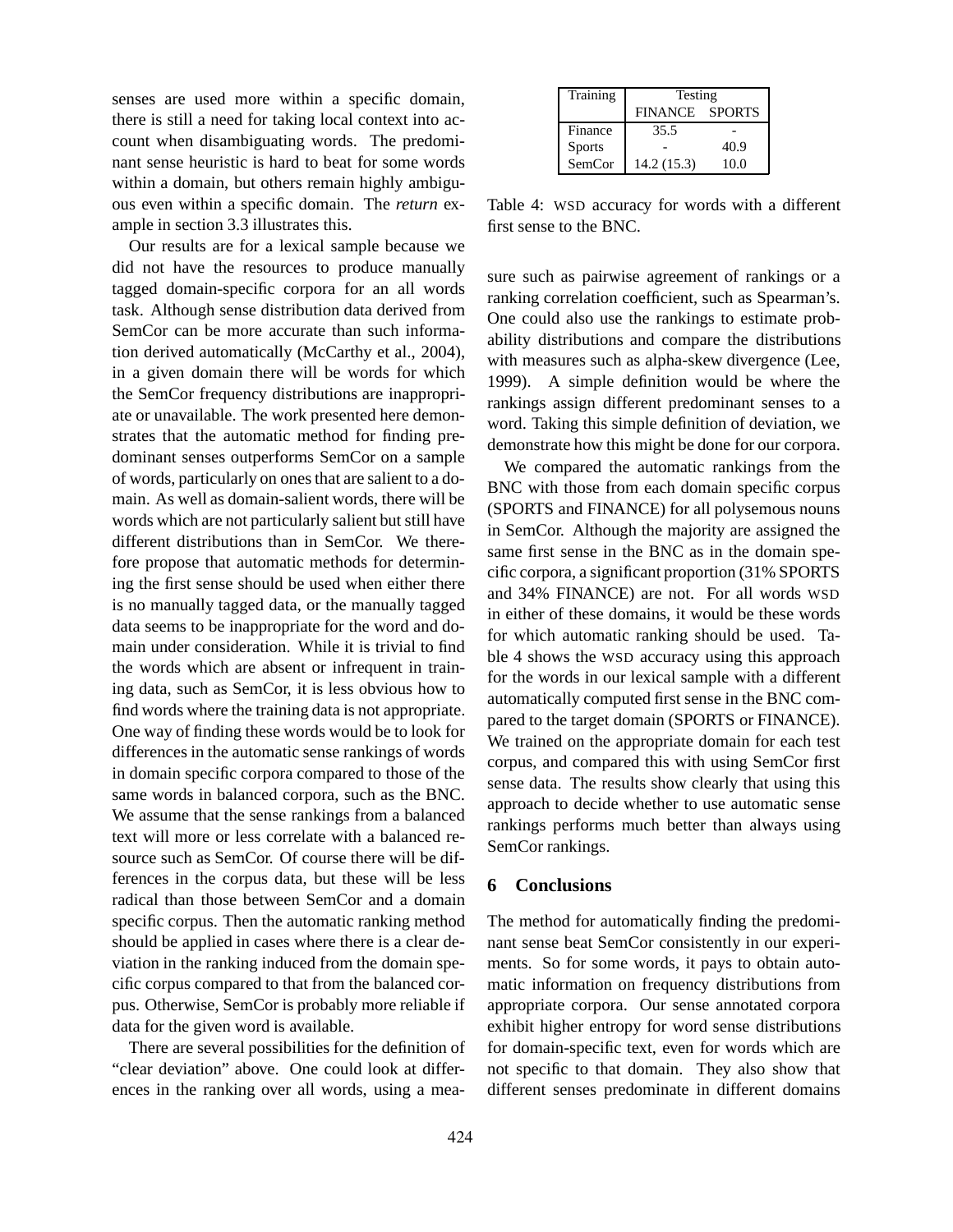senses are used more within a specific domain, there is still a need for taking local context into account when disambiguating words. The predominant sense heuristic is hard to beat for some words within a domain, but others remain highly ambiguous even within a specific domain. The *return* example in section 3.3 illustrates this.

Our results are for a lexical sample because we did not have the resources to produce manually tagged domain-specific corpora for an all words task. Although sense distribution data derived from SemCor can be more accurate than such information derived automatically (McCarthy et al., 2004), in a given domain there will be words for which the SemCor frequency distributions are inappropriate or unavailable. The work presented here demonstrates that the automatic method for finding predominant senses outperforms SemCor on a sample of words, particularly on ones that are salient to a domain. As well as domain-salient words, there will be words which are not particularly salient but still have different distributions than in SemCor. We therefore propose that automatic methods for determining the first sense should be used when either there is no manually tagged data, or the manually tagged data seems to be inappropriate for the word and domain under consideration. While it is trivial to find the words which are absent or infrequent in training data, such as SemCor, it is less obvious how to find words where the training data is not appropriate. One way of finding these words would be to look for differences in the automatic sense rankings of words in domain specific corpora compared to those of the same words in balanced corpora, such as the BNC. We assume that the sense rankings from a balanced text will more or less correlate with a balanced resource such as SemCor. Of course there will be differences in the corpus data, but these will be less radical than those between SemCor and a domain specific corpus. Then the automatic ranking method should be applied in cases where there is a clear deviation in the ranking induced from the domain specific corpus compared to that from the balanced corpus. Otherwise, SemCor is probably more reliable if data for the given word is available.

There are several possibilities for the definition of "clear deviation" above. One could look at differences in the ranking over all words, using a measure such as pairwise agreement of rankings or a ranking correlation coefficient, such as Spearman's. One could also use the rankings to estimate probability distributions and compare the distributions with measures such as alpha-skew divergence (Lee, 1999). A simple definition would be where the rankings assign different predominant senses to a word. Taking this simple definition of deviation, we demonstrate how this might be done for our corpora.

| Training | Testing | |
|---|---|---|
| | FINANCE | SPORTS |
| Finance | 35.5 | - |
| Sports | - | 40.9 |
| SemCor | 14.2 (15.3) | 10.0 |

Table 4: WSD accuracy for words with a different first sense to the BNC.

We compared the automatic rankings from the BNC with those from each domain specific corpus (SPORTS and FINANCE) for all polysemous nouns in SemCor. Although the majority are assigned the same first sense in the BNC as in the domain specific corpora, a significant proportion (31% SPORTS and 34% FINANCE) are not. For all words WSD in either of these domains, it would be these words for which automatic ranking should be used. Table 4 shows the WSD accuracy using this approach for the words in our lexical sample with a different automatically computed first sense in the BNC compared to the target domain (SPORTS or FINANCE). We trained on the appropriate domain for each test corpus, and compared this with using SemCor first sense data. The results show clearly that using this approach to decide whether to use automatic sense rankings performs much better than always using SemCor rankings.

## 6 Conclusions

The method for automatically finding the predominant sense beat SemCor consistently in our experiments. So for some words, it pays to obtain automatic information on frequency distributions from appropriate corpora. Our sense annotated corpora exhibit higher entropy for word sense distributions for domain-specific text, even for words which are not specific to that domain. They also show that different senses predominate in different domains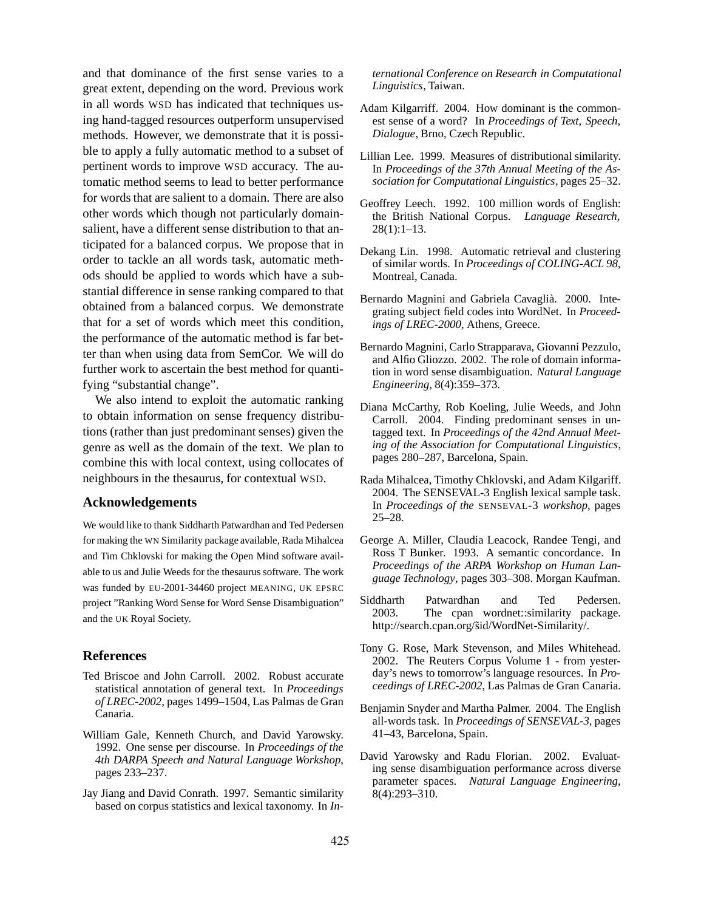and that dominance of the first sense varies to a great extent, depending on the word. Previous work in all words WSD has indicated that techniques using hand-tagged resources outperform unsupervised methods. However, we demonstrate that it is possible to apply a fully automatic method to a subset of pertinent words to improve WSD accuracy. The automatic method seems to lead to better performance for words that are salient to a domain. There are also other words which though not particularly domain-salient, have a different sense distribution to that anticipated for a balanced corpus. We propose that in order to tackle an all words task, automatic methods should be applied to words which have a substantial difference in sense ranking compared to that obtained from a balanced corpus. We demonstrate that for a set of words which meet this condition, the performance of the automatic method is far better than when using data from SemCor. We will do further work to ascertain the best method for quantifying "substantial change".

We also intend to exploit the automatic ranking to obtain information on sense frequency distributions (rather than just predominant senses) given the genre as well as the domain of the text. We plan to combine this with local context, using collocates of neighbours in the thesaurus, for contextual WSD.

## Acknowledgements

We would like to thank Siddharth Patwardhan and Ted Pedersen for making the WN Similarity package available, Rada Mihalcea and Tim Chklovski for making the Open Mind software available to us and Julie Weeds for the thesaurus software. The work was funded by EU-2001-34460 project MEANING, UK EPSRC project "Ranking Word Sense for Word Sense Disambiguation" and the UK Royal Society.

## References

Ted Briscoe and John Carroll. 2002. Robust accurate statistical annotation of general text. In *Proceedings of LREC-2002*, pages 1499–1504, Las Palmas de Gran Canaria.

William Gale, Kenneth Church, and David Yarowsky. 1992. One sense per discourse. In *Proceedings of the 4th DARPA Speech and Natural Language Workshop*, pages 233–237.

Jay Jiang and David Conrath. 1997. Semantic similarity based on corpus statistics and lexical taxonomy. In *International Conference on Research in Computational Linguistics*, Taiwan.

Adam Kilgarriff. 2004. How dominant is the commonest sense of a word? In *Proceedings of Text, Speech, Dialogue*, Brno, Czech Republic.

Lillian Lee. 1999. Measures of distributional similarity. In *Proceedings of the 37th Annual Meeting of the Association for Computational Linguistics*, pages 25–32.

Geoffrey Leech. 1992. 100 million words of English: the British National Corpus. *Language Research*, 28(1):1–13.

Dekang Lin. 1998. Automatic retrieval and clustering of similar words. In *Proceedings of COLING-ACL 98*, Montreal, Canada.

Bernardo Magnini and Gabriela Cavaglià. 2000. Integrating subject field codes into WordNet. In *Proceedings of LREC-2000*, Athens, Greece.

Bernardo Magnini, Carlo Strapparava, Giovanni Pezzulo, and Alfio Gliozzo. 2002. The role of domain information in word sense disambiguation. *Natural Language Engineering*, 8(4):359–373.

Diana McCarthy, Rob Koeling, Julie Weeds, and John Carroll. 2004. Finding predominant senses in untagged text. In *Proceedings of the 42nd Annual Meeting of the Association for Computational Linguistics*, pages 280–287, Barcelona, Spain.

Rada Mihalcea, Timothy Chklovski, and Adam Kilgariff. 2004. The SENSEVAL-3 English lexical sample task. In *Proceedings of the* SENSEVAL-3 *workshop*, pages 25–28.

George A. Miller, Claudia Leacock, Randee Tengi, and Ross T Bunker. 1993. A semantic concordance. In *Proceedings of the ARPA Workshop on Human Language Technology*, pages 303–308. Morgan Kaufman.

Siddharth Patwardhan and Ted Pedersen. 2003. The cpan wordnet::similarity package. http://search.cpan.org/šid/WordNet-Similarity/.

Tony G. Rose, Mark Stevenson, and Miles Whitehead. 2002. The Reuters Corpus Volume 1 - from yesterday's news to tomorrow's language resources. In *Proceedings of LREC-2002*, Las Palmas de Gran Canaria.

Benjamin Snyder and Martha Palmer. 2004. The English all-words task. In *Proceedings of SENSEVAL-3*, pages 41–43, Barcelona, Spain.

David Yarowsky and Radu Florian. 2002. Evaluating sense disambiguation performance across diverse parameter spaces. *Natural Language Engineering*, 8(4):293–310.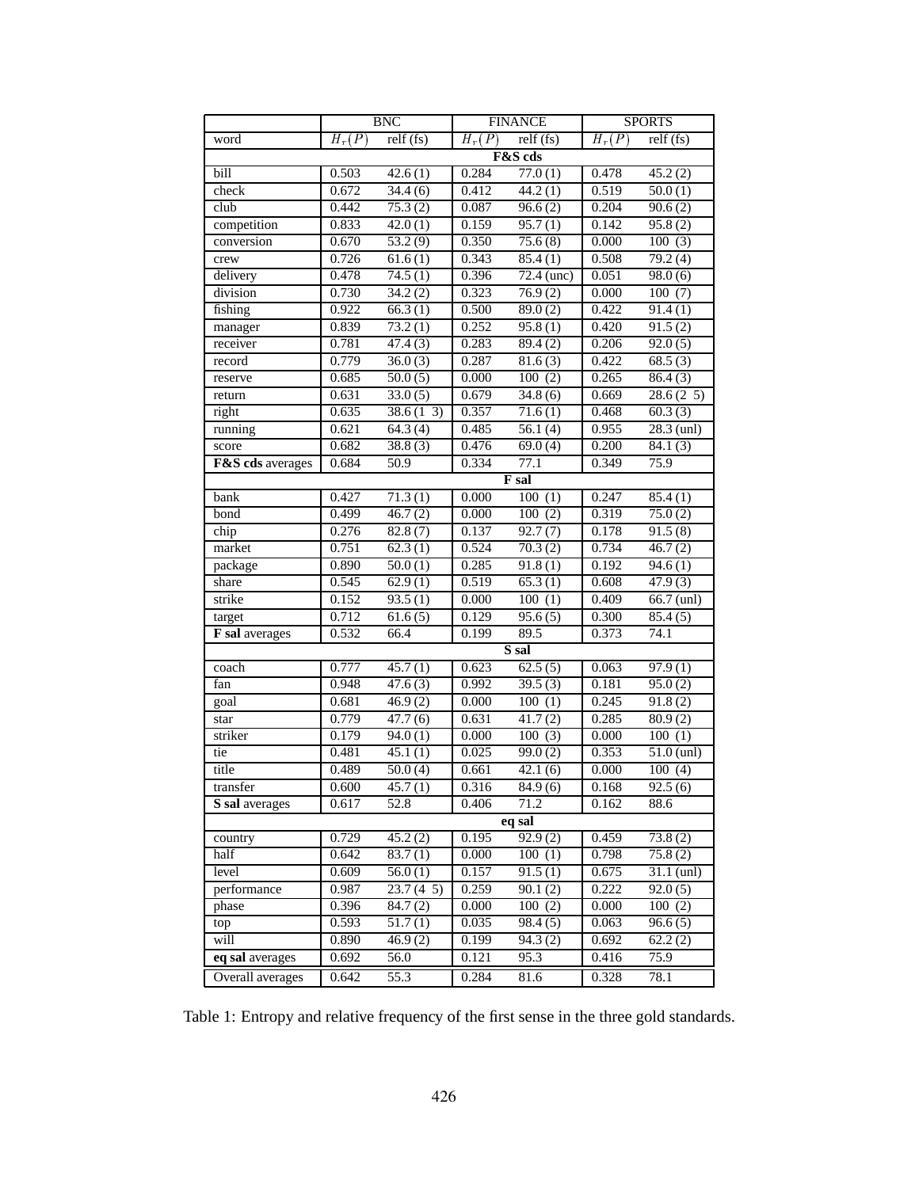| | BNC | | FINANCE | | SPORTS | |
|---|---|---|---|---|---|---|
| word | $H_r(P)$ | relf (fs) | $H_r(P)$ | relf (fs) | $H_r(P)$ | relf (fs) |
| **F&S cds** | | | | | | |
| bill | 0.503 | 42.6 (1) | 0.284 | 77.0 (1) | 0.478 | 45.2 (2) |
| check | 0.672 | 34.4 (6) | 0.412 | 44.2 (1) | 0.519 | 50.0 (1) |
| club | 0.442 | 75.3 (2) | 0.087 | 96.6 (2) | 0.204 | 90.6 (2) |
| competition | 0.833 | 42.0 (1) | 0.159 | 95.7 (1) | 0.142 | 95.8 (2) |
| conversion | 0.670 | 53.2 (9) | 0.350 | 75.6 (8) | 0.000 | 100 (3) |
| crew | 0.726 | 61.6 (1) | 0.343 | 85.4 (1) | 0.508 | 79.2 (4) |
| delivery | 0.478 | 74.5 (1) | 0.396 | 72.4 (unc) | 0.051 | 98.0 (6) |
| division | 0.730 | 34.2 (2) | 0.323 | 76.9 (2) | 0.000 | 100 (7) |
| fishing | 0.922 | 66.3 (1) | 0.500 | 89.0 (2) | 0.422 | 91.4 (1) |
| manager | 0.839 | 73.2 (1) | 0.252 | 95.8 (1) | 0.420 | 91.5 (2) |
| receiver | 0.781 | 47.4 (3) | 0.283 | 89.4 (2) | 0.206 | 92.0 (5) |
| record | 0.779 | 36.0 (3) | 0.287 | 81.6 (3) | 0.422 | 68.5 (3) |
| reserve | 0.685 | 50.0 (5) | 0.000 | 100 (2) | 0.265 | 86.4 (3) |
| return | 0.631 | 33.0 (5) | 0.679 | 34.8 (6) | 0.669 | 28.6 (2 5) |
| right | 0.635 | 38.6 (1 3) | 0.357 | 71.6 (1) | 0.468 | 60.3 (3) |
| running | 0.621 | 64.3 (4) | 0.485 | 56.1 (4) | 0.955 | 28.3 (unl) |
| score | 0.682 | 38.8 (3) | 0.476 | 69.0 (4) | 0.200 | 84.1 (3) |
| **F&S cds** averages | 0.684 | 50.9 | 0.334 | 77.1 | 0.349 | 75.9 |
| **F sal** | | | | | | |
| bank | 0.427 | 71.3 (1) | 0.000 | 100 (1) | 0.247 | 85.4 (1) |
| bond | 0.499 | 46.7 (2) | 0.000 | 100 (2) | 0.319 | 75.0 (2) |
| chip | 0.276 | 82.8 (7) | 0.137 | 92.7 (7) | 0.178 | 91.5 (8) |
| market | 0.751 | 62.3 (1) | 0.524 | 70.3 (2) | 0.734 | 46.7 (2) |
| package | 0.890 | 50.0 (1) | 0.285 | 91.8 (1) | 0.192 | 94.6 (1) |
| share | 0.545 | 62.9 (1) | 0.519 | 65.3 (1) | 0.608 | 47.9 (3) |
| strike | 0.152 | 93.5 (1) | 0.000 | 100 (1) | 0.409 | 66.7 (unl) |
| target | 0.712 | 61.6 (5) | 0.129 | 95.6 (5) | 0.300 | 85.4 (5) |
| **F sal** averages | 0.532 | 66.4 | 0.199 | 89.5 | 0.373 | 74.1 |
| **S sal** | | | | | | |
| coach | 0.777 | 45.7 (1) | 0.623 | 62.5 (5) | 0.063 | 97.9 (1) |
| fan | 0.948 | 47.6 (3) | 0.992 | 39.5 (3) | 0.181 | 95.0 (2) |
| goal | 0.681 | 46.9 (2) | 0.000 | 100 (1) | 0.245 | 91.8 (2) |
| star | 0.779 | 47.7 (6) | 0.631 | 41.7 (2) | 0.285 | 80.9 (2) |
| striker | 0.179 | 94.0 (1) | 0.000 | 100 (3) | 0.000 | 100 (1) |
| tie | 0.481 | 45.1 (1) | 0.025 | 99.0 (2) | 0.353 | 51.0 (unl) |
| title | 0.489 | 50.0 (4) | 0.661 | 42.1 (6) | 0.000 | 100 (4) |
| transfer | 0.600 | 45.7 (1) | 0.316 | 84.9 (6) | 0.168 | 92.5 (6) |
| **S sal** averages | 0.617 | 52.8 | 0.406 | 71.2 | 0.162 | 88.6 |
| **eq sal** | | | | | | |
| country | 0.729 | 45.2 (2) | 0.195 | 92.9 (2) | 0.459 | 73.8 (2) |
| half | 0.642 | 83.7 (1) | 0.000 | 100 (1) | 0.798 | 75.8 (2) |
| level | 0.609 | 56.0 (1) | 0.157 | 91.5 (1) | 0.675 | 31.1 (unl) |
| performance | 0.987 | 23.7 (4 5) | 0.259 | 90.1 (2) | 0.222 | 92.0 (5) |
| phase | 0.396 | 84.7 (2) | 0.000 | 100 (2) | 0.000 | 100 (2) |
| top | 0.593 | 51.7 (1) | 0.035 | 98.4 (5) | 0.063 | 96.6 (5) |
| will | 0.890 | 46.9 (2) | 0.199 | 94.3 (2) | 0.692 | 62.2 (2) |
| **eq sal** averages | 0.692 | 56.0 | 0.121 | 95.3 | 0.416 | 75.9 |
| Overall averages | 0.642 | 55.3 | 0.284 | 81.6 | 0.328 | 78.1 |

Table 1: Entropy and relative frequency of the first sense in the three gold standards.